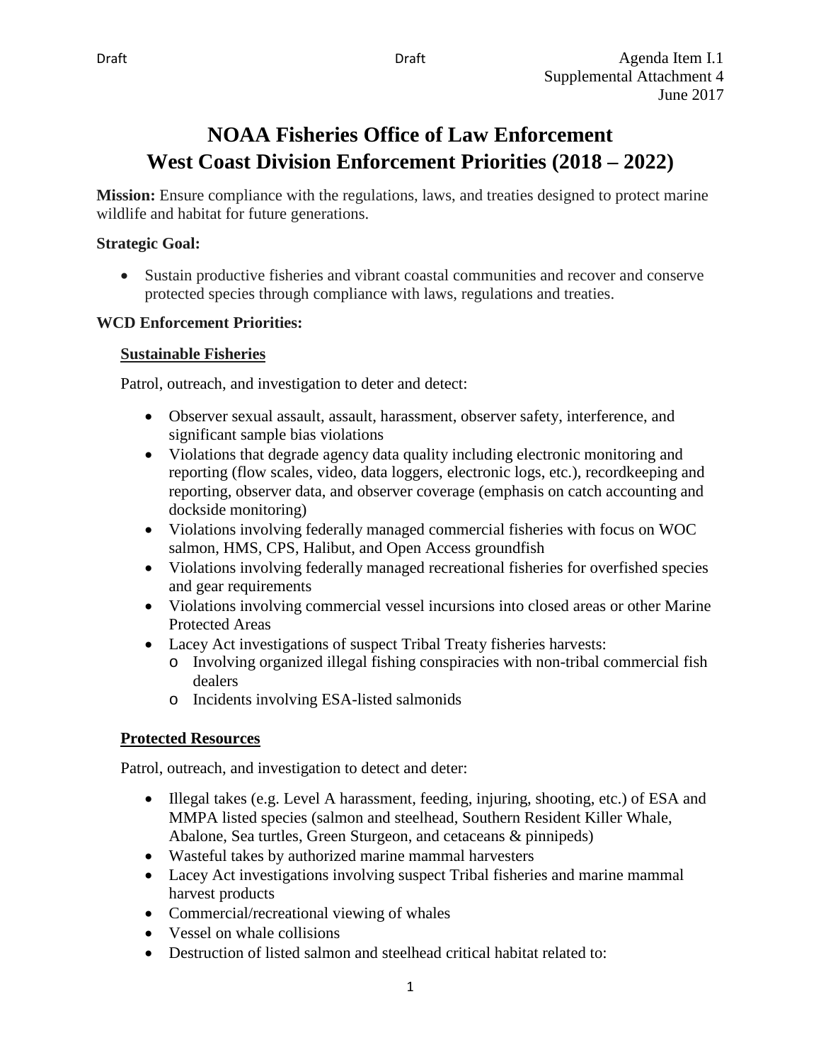Draft Draft Agenda Item I.1
Supplemental Attachment 4
June 2017

# NOAA Fisheries Office of Law Enforcement West Coast Division Enforcement Priorities (2018 – 2022)

**Mission:** Ensure compliance with the regulations, laws, and treaties designed to protect marine wildlife and habitat for future generations.

**Strategic Goal:**

- Sustain productive fisheries and vibrant coastal communities and recover and conserve protected species through compliance with laws, regulations and treaties.

**WCD Enforcement Priorities:**

## Sustainable Fisheries

Patrol, outreach, and investigation to deter and detect:

- Observer sexual assault, assault, harassment, observer safety, interference, and significant sample bias violations
- Violations that degrade agency data quality including electronic monitoring and reporting (flow scales, video, data loggers, electronic logs, etc.), recordkeeping and reporting, observer data, and observer coverage (emphasis on catch accounting and dockside monitoring)
- Violations involving federally managed commercial fisheries with focus on WOC salmon, HMS, CPS, Halibut, and Open Access groundfish
- Violations involving federally managed recreational fisheries for overfished species and gear requirements
- Violations involving commercial vessel incursions into closed areas or other Marine Protected Areas
- Lacey Act investigations of suspect Tribal Treaty fisheries harvests:
  - Involving organized illegal fishing conspiracies with non-tribal commercial fish dealers
  - Incidents involving ESA-listed salmonids

## Protected Resources

Patrol, outreach, and investigation to detect and deter:

- Illegal takes (e.g. Level A harassment, feeding, injuring, shooting, etc.) of ESA and MMPA listed species (salmon and steelhead, Southern Resident Killer Whale, Abalone, Sea turtles, Green Sturgeon, and cetaceans & pinnipeds)
- Wasteful takes by authorized marine mammal harvesters
- Lacey Act investigations involving suspect Tribal fisheries and marine mammal harvest products
- Commercial/recreational viewing of whales
- Vessel on whale collisions
- Destruction of listed salmon and steelhead critical habitat related to: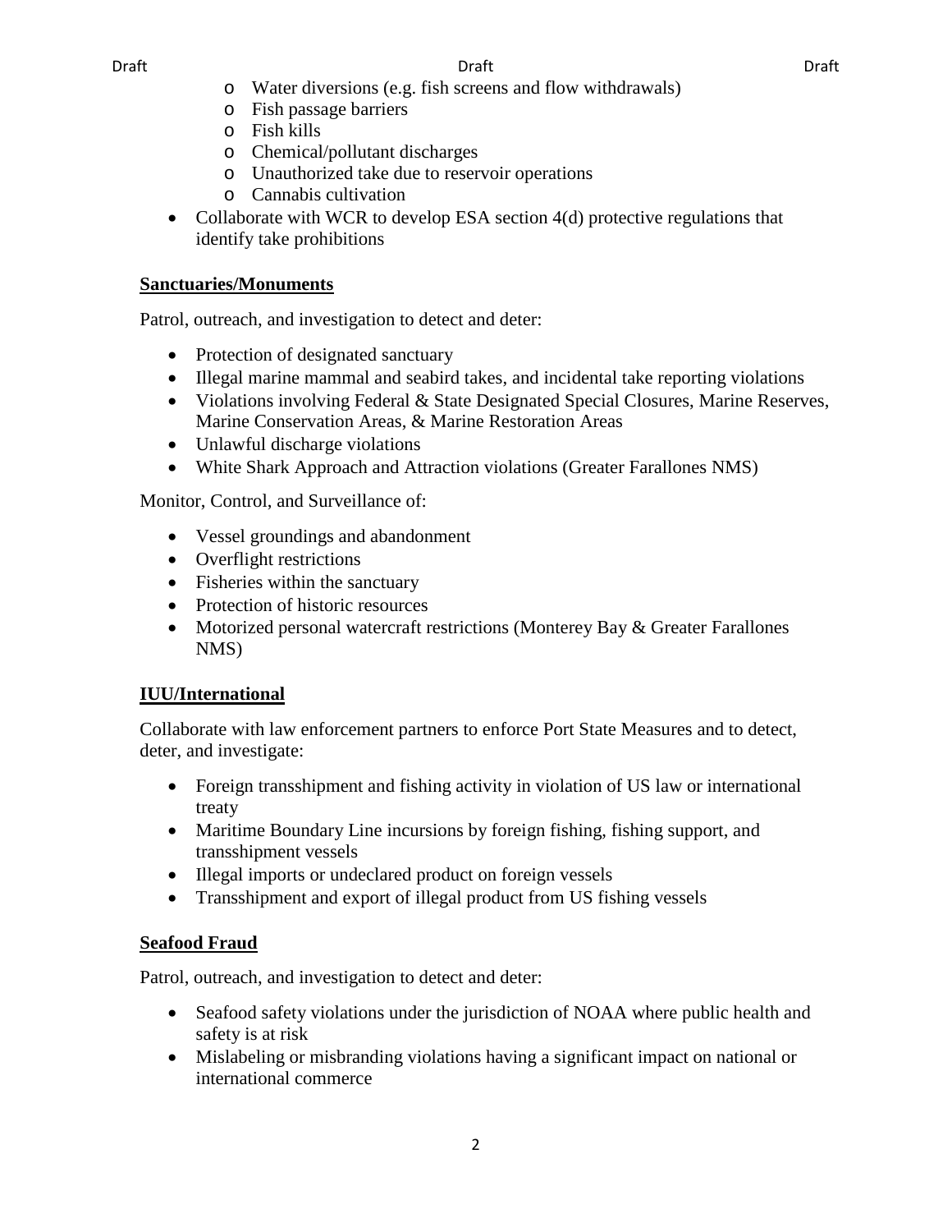- Water diversions (e.g. fish screens and flow withdrawals)
- Fish passage barriers
- Fish kills
- Chemical/pollutant discharges
- Unauthorized take due to reservoir operations
- Cannabis cultivation

- Collaborate with WCR to develop ESA section 4(d) protective regulations that identify take prohibitions

**Sanctuaries/Monuments**

Patrol, outreach, and investigation to detect and deter:

- Protection of designated sanctuary
- Illegal marine mammal and seabird takes, and incidental take reporting violations
- Violations involving Federal & State Designated Special Closures, Marine Reserves, Marine Conservation Areas, & Marine Restoration Areas
- Unlawful discharge violations
- White Shark Approach and Attraction violations (Greater Farallones NMS)

Monitor, Control, and Surveillance of:

- Vessel groundings and abandonment
- Overflight restrictions
- Fisheries within the sanctuary
- Protection of historic resources
- Motorized personal watercraft restrictions (Monterey Bay & Greater Farallones NMS)

**IUU/International**

Collaborate with law enforcement partners to enforce Port State Measures and to detect, deter, and investigate:

- Foreign transshipment and fishing activity in violation of US law or international treaty
- Maritime Boundary Line incursions by foreign fishing, fishing support, and transshipment vessels
- Illegal imports or undeclared product on foreign vessels
- Transshipment and export of illegal product from US fishing vessels

**Seafood Fraud**

Patrol, outreach, and investigation to detect and deter:

- Seafood safety violations under the jurisdiction of NOAA where public health and safety is at risk
- Mislabeling or misbranding violations having a significant impact on national or international commerce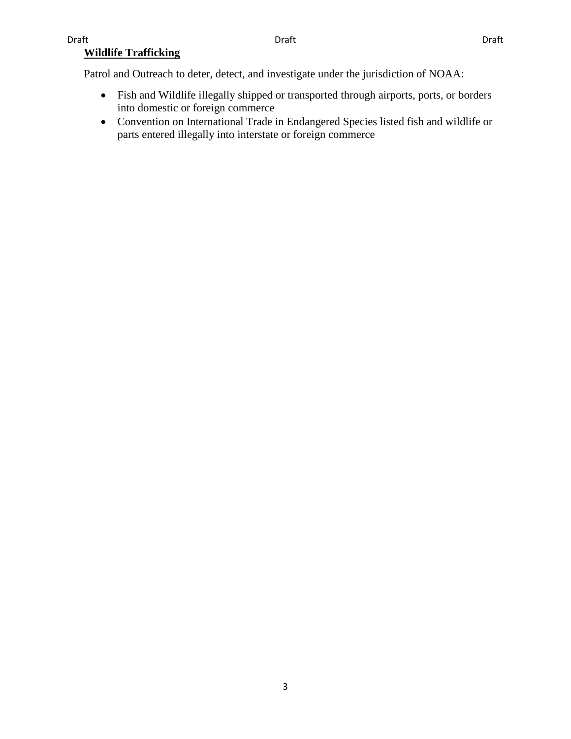**Wildlife Trafficking**

Patrol and Outreach to deter, detect, and investigate under the jurisdiction of NOAA:

- Fish and Wildlife illegally shipped or transported through airports, ports, or borders into domestic or foreign commerce
- Convention on International Trade in Endangered Species listed fish and wildlife or parts entered illegally into interstate or foreign commerce